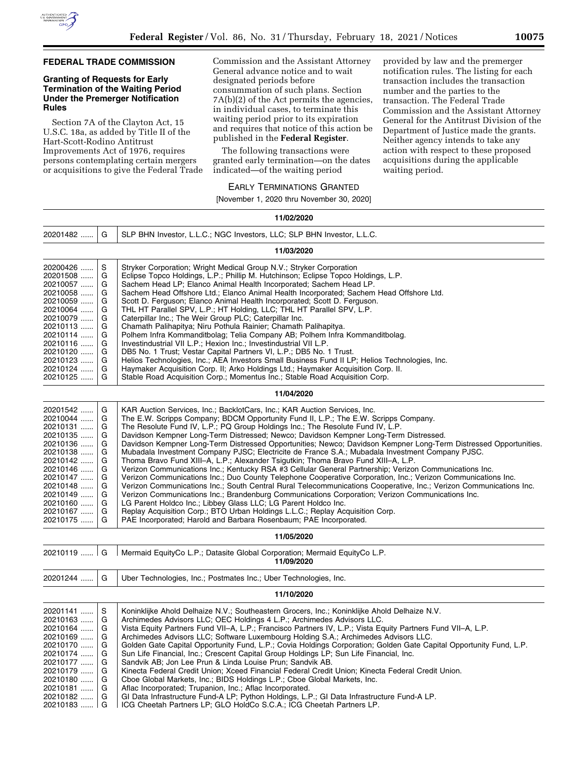## FEDERAL TRADE COMMISSION

### Granting of Requests for Early Termination of the Waiting Period Under the Premerger Notification Rules

Section 7A of the Clayton Act, 15 U.S.C. 18a, as added by Title II of the Hart-Scott-Rodino Antitrust Improvements Act of 1976, requires persons contemplating certain mergers or acquisitions to give the Federal Trade Commission and the Assistant Attorney General advance notice and to wait designated periods before consummation of such plans. Section 7A(b)(2) of the Act permits the agencies, in individual cases, to terminate this waiting period prior to its expiration and requires that notice of this action be published in the **Federal Register**.

The following transactions were granted early termination—on the dates indicated—of the waiting period provided by law and the premerger notification rules. The listing for each transaction includes the transaction number and the parties to the transaction. The Federal Trade Commission and the Assistant Attorney General for the Antitrust Division of the Department of Justice made the grants. Neither agency intends to take any action with respect to these proposed acquisitions during the applicable waiting period.

EARLY TERMINATIONS GRANTED

[November 1, 2020 thru November 30, 2020]

| | | |
|---|---|---|
| | | **11/02/2020** |
| 20201482 | G | SLP BHN Investor, L.L.C.; NGC Investors, LLC; SLP BHN Investor, L.L.C. |
| | | **11/03/2020** |
| 20200426 | S | Stryker Corporation; Wright Medical Group N.V.; Stryker Corporation |
| 20201508 | G | Eclipse Topco Holdings, L.P.; Phillip M. Hutchinson; Eclipse Topco Holdings, L.P. |
| 20210057 | G | Sachem Head LP; Elanco Animal Health Incorporated; Sachem Head LP. |
| 20210058 | G | Sachem Head Offshore Ltd.; Elanco Animal Health Incorporated; Sachem Head Offshore Ltd. |
| 20210059 | G | Scott D. Ferguson; Elanco Animal Health Incorporated; Scott D. Ferguson. |
| 20210064 | G | THL HT Parallel SPV, L.P.; HT Holding, LLC; THL HT Parallel SPV, L.P. |
| 20210079 | G | Caterpillar Inc.; The Weir Group PLC; Caterpillar Inc. |
| 20210113 | G | Chamath Palihapitya; Niru Pothula Rainier; Chamath Palihapitya. |
| 20210114 | G | Polhem Infra Kommanditbolag; Telia Company AB; Polhem Infra Kommanditbolag. |
| 20210116 | G | Investindustrial VII L.P.; Hexion Inc.; Investindustrial VII L.P. |
| 20210120 | G | DB5 No. 1 Trust; Vestar Capital Partners VI, L.P.; DB5 No. 1 Trust. |
| 20210123 | G | Helios Technologies, Inc.; AEA Investors Small Business Fund II LP; Helios Technologies, Inc. |
| 20210124 | G | Haymaker Acquisition Corp. II; Arko Holdings Ltd.; Haymaker Acquisition Corp. II. |
| 20210125 | G | Stable Road Acquisition Corp.; Momentus Inc.; Stable Road Acquisition Corp. |
| | | **11/04/2020** |
| 20201542 | G | KAR Auction Services, Inc.; BacklotCars, Inc.; KAR Auction Services, Inc. |
| 20210044 | G | The E.W. Scripps Company; BDCM Opportunity Fund II, L.P.; The E.W. Scripps Company. |
| 20210131 | G | The Resolute Fund IV, L.P.; PQ Group Holdings Inc.; The Resolute Fund IV, L.P. |
| 20210135 | G | Davidson Kempner Long-Term Distressed; Newco; Davidson Kempner Long-Term Distressed. |
| 20210136 | G | Davidson Kempner Long-Term Distressed Opportunities; Newco; Davidson Kempner Long-Term Distressed Opportunities. |
| 20210138 | G | Mubadala Investment Company PJSC; Electricite de France S.A.; Mubadala Investment Company PJSC. |
| 20210142 | G | Thoma Bravo Fund XIII–A, L.P.; Alexander Tsigutkin; Thoma Bravo Fund XIII–A, L.P. |
| 20210146 | G | Verizon Communications Inc.; Kentucky RSA #3 Cellular General Partnership; Verizon Communications Inc. |
| 20210147 | G | Verizon Communications Inc.; Duo County Telephone Cooperative Corporation, Inc.; Verizon Communications Inc. |
| 20210148 | G | Verizon Communications Inc.; South Central Rural Telecommunications Cooperative, Inc.; Verizon Communications Inc. |
| 20210149 | G | Verizon Communications Inc.; Brandenburg Communications Corporation; Verizon Communications Inc. |
| 20210160 | G | LG Parent Holdco Inc.; Libbey Glass LLC; LG Parent Holdco Inc. |
| 20210167 | G | Replay Acquisition Corp.; BTO Urban Holdings L.L.C.; Replay Acquisition Corp. |
| 20210175 | G | PAE Incorporated; Harold and Barbara Rosenbaum; PAE Incorporated. |
| | | **11/05/2020** |
| 20210119 | G | Mermaid EquityCo L.P.; Datasite Global Corporation; Mermaid EquityCo L.P. |
| | | **11/09/2020** |
| 20201244 | G | Uber Technologies, Inc.; Postmates Inc.; Uber Technologies, Inc. |
| | | **11/10/2020** |
| 20201141 | S | Koninklijke Ahold Delhaize N.V.; Southeastern Grocers, Inc.; Koninklijke Ahold Delhaize N.V. |
| 20210163 | G | Archimedes Advisors LLC; OEC Holdings 4 L.P.; Archimedes Advisors LLC. |
| 20210164 | G | Vista Equity Partners Fund VII–A, L.P.; Francisco Partners IV, L.P.; Vista Equity Partners Fund VII–A, L.P. |
| 20210169 | G | Archimedes Advisors LLC; Software Luxembourg Holding S.A.; Archimedes Advisors LLC. |
| 20210170 | G | Golden Gate Capital Opportunity Fund, L.P.; Covia Holdings Corporation; Golden Gate Capital Opportunity Fund, L.P. |
| 20210174 | G | Sun Life Financial, Inc.; Crescent Capital Group Holdings LP; Sun Life Financial, Inc. |
| 20210177 | G | Sandvik AB; Jon Lee Prun & Linda Louise Prun; Sandvik AB. |
| 20210179 | G | Kinecta Federal Credit Union; Xceed Financial Federal Credit Union; Kinecta Federal Credit Union. |
| 20210180 | G | Cboe Global Markets, Inc.; BIDS Holdings L.P.; Cboe Global Markets, Inc. |
| 20210181 | G | Aflac Incorporated; Trupanion, Inc.; Aflac Incorporated. |
| 20210182 | G | GI Data Infrastructure Fund-A LP; Python Holdings, L.P.; GI Data Infrastructure Fund-A LP. |
| 20210183 | G | ICG Cheetah Partners LP; GLO HoldCo S.C.A.; ICG Cheetah Partners LP. |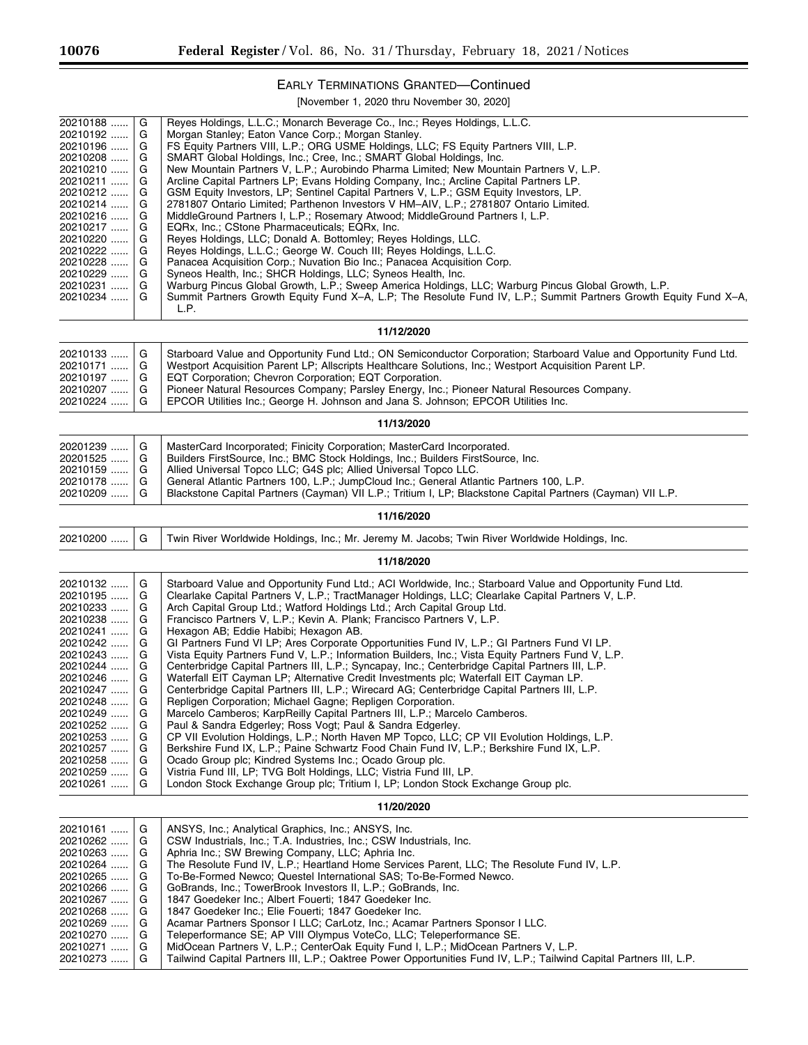## EARLY TERMINATIONS GRANTED—Continued

[November 1, 2020 thru November 30, 2020]

| | | |
|---|---|---|
| 20210188 ...... | G | Reyes Holdings, L.L.C.; Monarch Beverage Co., Inc.; Reyes Holdings, L.L.C. |
| 20210192 ...... | G | Morgan Stanley; Eaton Vance Corp.; Morgan Stanley. |
| 20210196 ...... | G | FS Equity Partners VIII, L.P.; ORG USME Holdings, LLC; FS Equity Partners VIII, L.P. |
| 20210208 ...... | G | SMART Global Holdings, Inc.; Cree, Inc.; SMART Global Holdings, Inc. |
| 20210210 ...... | G | New Mountain Partners V, L.P.; Aurobindo Pharma Limited; New Mountain Partners V, L.P. |
| 20210211 ...... | G | Arcline Capital Partners LP; Evans Holding Company, Inc.; Arcline Capital Partners LP. |
| 20210212 ...... | G | GSM Equity Investors, LP; Sentinel Capital Partners V, L.P.; GSM Equity Investors, LP. |
| 20210214 ...... | G | 2781807 Ontario Limited; Parthenon Investors V HM–AIV, L.P.; 2781807 Ontario Limited. |
| 20210216 ...... | G | MiddleGround Partners I, L.P.; Rosemary Atwood; MiddleGround Partners I, L.P. |
| 20210217 ...... | G | EQRx, Inc.; CStone Pharmaceuticals; EQRx, Inc. |
| 20210220 ...... | G | Reyes Holdings, LLC; Donald A. Bottomley; Reyes Holdings, LLC. |
| 20210222 ...... | G | Reyes Holdings, L.L.C.; George W. Couch III; Reyes Holdings, L.L.C. |
| 20210228 ...... | G | Panacea Acquisition Corp.; Nuvation Bio Inc.; Panacea Acquisition Corp. |
| 20210229 ...... | G | Syneos Health, Inc.; SHCR Holdings, LLC; Syneos Health, Inc. |
| 20210231 ...... | G | Warburg Pincus Global Growth, L.P.; Sweep America Holdings, LLC; Warburg Pincus Global Growth, L.P. |
| 20210234 ...... | G | Summit Partners Growth Equity Fund X–A, L.P; The Resolute Fund IV, L.P.; Summit Partners Growth Equity Fund X–A, L.P. |
| | | **11/12/2020** |
| 20210133 ...... | G | Starboard Value and Opportunity Fund Ltd.; ON Semiconductor Corporation; Starboard Value and Opportunity Fund Ltd. |
| 20210171 ...... | G | Westport Acquisition Parent LP; Allscripts Healthcare Solutions, Inc.; Westport Acquisition Parent LP. |
| 20210197 ...... | G | EQT Corporation; Chevron Corporation; EQT Corporation. |
| 20210207 ...... | G | Pioneer Natural Resources Company; Parsley Energy, Inc.; Pioneer Natural Resources Company. |
| 20210224 ...... | G | EPCOR Utilities Inc.; George H. Johnson and Jana S. Johnson; EPCOR Utilities Inc. |
| | | **11/13/2020** |
| 20201239 ...... | G | MasterCard Incorporated; Finicity Corporation; MasterCard Incorporated. |
| 20201525 ...... | G | Builders FirstSource, Inc.; BMC Stock Holdings, Inc.; Builders FirstSource, Inc. |
| 20210159 ...... | G | Allied Universal Topco LLC; G4S plc; Allied Universal Topco LLC. |
| 20210178 ...... | G | General Atlantic Partners 100, L.P.; JumpCloud Inc.; General Atlantic Partners 100, L.P. |
| 20210209 ...... | G | Blackstone Capital Partners (Cayman) VII L.P.; Tritium I, LP; Blackstone Capital Partners (Cayman) VII L.P. |
| | | **11/16/2020** |
| 20210200 ...... | G | Twin River Worldwide Holdings, Inc.; Mr. Jeremy M. Jacobs; Twin River Worldwide Holdings, Inc. |
| | | **11/18/2020** |
| 20210132 ...... | G | Starboard Value and Opportunity Fund Ltd.; ACI Worldwide, Inc.; Starboard Value and Opportunity Fund Ltd. |
| 20210195 ...... | G | Clearlake Capital Partners V, L.P.; TractManager Holdings, LLC; Clearlake Capital Partners V, L.P. |
| 20210233 ...... | G | Arch Capital Group Ltd.; Watford Holdings Ltd.; Arch Capital Group Ltd. |
| 20210238 ...... | G | Francisco Partners V, L.P.; Kevin A. Plank; Francisco Partners V, L.P. |
| 20210241 ...... | G | Hexagon AB; Eddie Habibi; Hexagon AB. |
| 20210242 ...... | G | GI Partners Fund VI LP; Ares Corporate Opportunities Fund IV, L.P.; GI Partners Fund VI LP. |
| 20210243 ...... | G | Vista Equity Partners Fund V, L.P.; Information Builders, Inc.; Vista Equity Partners Fund V, L.P. |
| 20210244 ...... | G | Centerbridge Capital Partners III, L.P.; Syncapay, Inc.; Centerbridge Capital Partners III, L.P. |
| 20210246 ...... | G | Waterfall EIT Cayman LP; Alternative Credit Investments plc; Waterfall EIT Cayman LP. |
| 20210247 ...... | G | Centerbridge Capital Partners III, L.P.; Wirecard AG; Centerbridge Capital Partners III, L.P. |
| 20210248 ...... | G | Repligen Corporation; Michael Gagne; Repligen Corporation. |
| 20210249 ...... | G | Marcelo Camberos; KarpReilly Capital Partners III, L.P.; Marcelo Camberos. |
| 20210252 ...... | G | Paul & Sandra Edgerley; Ross Vogt; Paul & Sandra Edgerley. |
| 20210253 ...... | G | CP VII Evolution Holdings, L.P.; North Haven MP Topco, LLC; CP VII Evolution Holdings, L.P. |
| 20210257 ...... | G | Berkshire Fund IX, L.P.; Paine Schwartz Food Chain Fund IV, L.P.; Berkshire Fund IX, L.P. |
| 20210258 ...... | G | Ocado Group plc; Kindred Systems Inc.; Ocado Group plc. |
| 20210259 ...... | G | Vistria Fund III, LP; TVG Bolt Holdings, LLC; Vistria Fund III, LP. |
| 20210261 ...... | G | London Stock Exchange Group plc; Tritium I, LP; London Stock Exchange Group plc. |
| | | **11/20/2020** |
| 20210161 ...... | G | ANSYS, Inc.; Analytical Graphics, Inc.; ANSYS, Inc. |
| 20210262 ...... | G | CSW Industrials, Inc.; T.A. Industries, Inc.; CSW Industrials, Inc. |
| 20210263 ...... | G | Aphria Inc.; SW Brewing Company, LLC; Aphria Inc. |
| 20210264 ...... | G | The Resolute Fund IV, L.P.; Heartland Home Services Parent, LLC; The Resolute Fund IV, L.P. |
| 20210265 ...... | G | To-Be-Formed Newco; Questel International SAS; To-Be-Formed Newco. |
| 20210266 ...... | G | GoBrands, Inc.; TowerBrook Investors II, L.P.; GoBrands, Inc. |
| 20210267 ...... | G | 1847 Goedeker Inc.; Albert Fouerti; 1847 Goedeker Inc. |
| 20210268 ...... | G | 1847 Goedeker Inc.; Elie Fouerti; 1847 Goedeker Inc. |
| 20210269 ...... | G | Acamar Partners Sponsor I LLC; CarLotz, Inc.; Acamar Partners Sponsor I LLC. |
| 20210270 ...... | G | Teleperformance SE; AP VIII Olympus VoteCo, LLC; Teleperformance SE. |
| 20210271 ...... | G | MidOcean Partners V, L.P.; CenterOak Equity Fund I, L.P.; MidOcean Partners V, L.P. |
| 20210273 ...... | G | Tailwind Capital Partners III, L.P.; Oaktree Power Opportunities Fund IV, L.P.; Tailwind Capital Partners III, L.P. |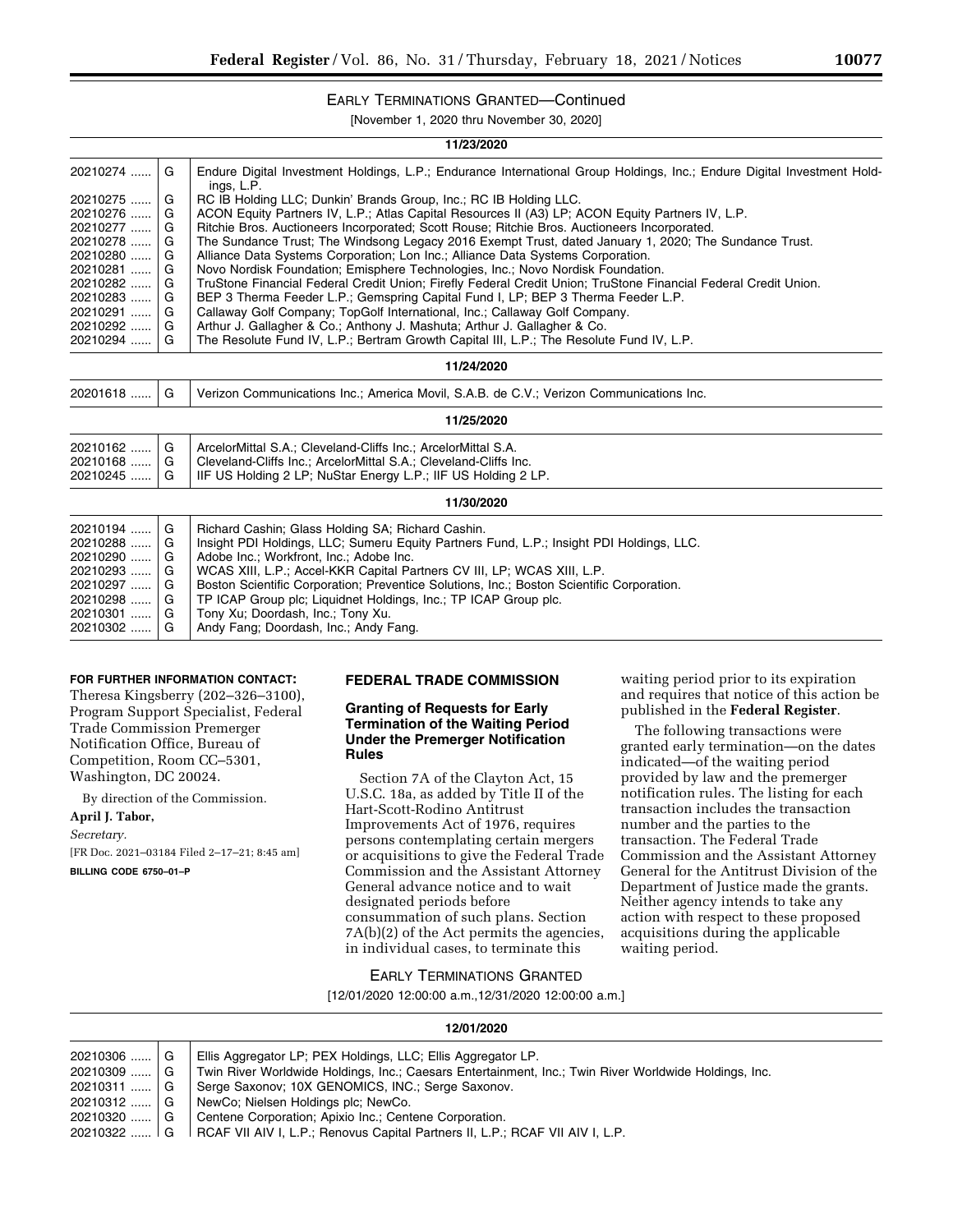EARLY TERMINATIONS GRANTED—Continued

[November 1, 2020 thru November 30, 2020]

| | | |
|---|---|---|
| **11/23/2020** | | |
| 20210274 ...... | G | Endure Digital Investment Holdings, L.P.; Endurance International Group Holdings, Inc.; Endure Digital Investment Holdings, L.P. |
| 20210275 ...... | G | RC IB Holding LLC; Dunkin' Brands Group, Inc.; RC IB Holding LLC. |
| 20210276 ...... | G | ACON Equity Partners IV, L.P.; Atlas Capital Resources II (A3) LP; ACON Equity Partners IV, L.P. |
| 20210277 ...... | G | Ritchie Bros. Auctioneers Incorporated; Scott Rouse; Ritchie Bros. Auctioneers Incorporated. |
| 20210278 ...... | G | The Sundance Trust; The Windsong Legacy 2016 Exempt Trust, dated January 1, 2020; The Sundance Trust. |
| 20210280 ...... | G | Alliance Data Systems Corporation; Lon Inc.; Alliance Data Systems Corporation. |
| 20210281 ...... | G | Novo Nordisk Foundation; Emisphere Technologies, Inc.; Novo Nordisk Foundation. |
| 20210282 ...... | G | TruStone Financial Federal Credit Union; Firefly Federal Credit Union; TruStone Financial Federal Credit Union. |
| 20210283 ...... | G | BEP 3 Therma Feeder L.P.; Gemspring Capital Fund I, LP; BEP 3 Therma Feeder L.P. |
| 20210291 ...... | G | Callaway Golf Company; TopGolf International, Inc.; Callaway Golf Company. |
| 20210292 ...... | G | Arthur J. Gallagher & Co.; Anthony J. Mashuta; Arthur J. Gallagher & Co. |
| 20210294 ...... | G | The Resolute Fund IV, L.P.; Bertram Growth Capital III, L.P.; The Resolute Fund IV, L.P. |
| **11/24/2020** | | |
| 20201618 ...... | G | Verizon Communications Inc.; America Movil, S.A.B. de C.V.; Verizon Communications Inc. |
| **11/25/2020** | | |
| 20210162 ...... | G | ArcelorMittal S.A.; Cleveland-Cliffs Inc.; ArcelorMittal S.A. |
| 20210168 ...... | G | Cleveland-Cliffs Inc.; ArcelorMittal S.A.; Cleveland-Cliffs Inc. |
| 20210245 ...... | G | IIF US Holding 2 LP; NuStar Energy L.P.; IIF US Holding 2 LP. |
| **11/30/2020** | | |
| 20210194 ...... | G | Richard Cashin; Glass Holding SA; Richard Cashin. |
| 20210288 ...... | G | Insight PDI Holdings, LLC; Sumeru Equity Partners Fund, L.P.; Insight PDI Holdings, LLC. |
| 20210290 ...... | G | Adobe Inc.; Workfront, Inc.; Adobe Inc. |
| 20210293 ...... | G | WCAS XIII, L.P.; Accel-KKR Capital Partners CV III, LP; WCAS XIII, L.P. |
| 20210297 ...... | G | Boston Scientific Corporation; Preventice Solutions, Inc.; Boston Scientific Corporation. |
| 20210298 ...... | G | TP ICAP Group plc; Liquidnet Holdings, Inc.; TP ICAP Group plc. |
| 20210301 ...... | G | Tony Xu; Doordash, Inc.; Tony Xu. |
| 20210302 ...... | G | Andy Fang; Doordash, Inc.; Andy Fang. |

**FOR FURTHER INFORMATION CONTACT:** Theresa Kingsberry (202–326–3100), Program Support Specialist, Federal Trade Commission Premerger Notification Office, Bureau of Competition, Room CC–5301, Washington, DC 20024.

By direction of the Commission.

**April J. Tabor,**

*Secretary.*

[FR Doc. 2021–03184 Filed 2–17–21; 8:45 am]

**BILLING CODE 6750–01–P**

## FEDERAL TRADE COMMISSION

### Granting of Requests for Early Termination of the Waiting Period Under the Premerger Notification Rules

Section 7A of the Clayton Act, 15 U.S.C. 18a, as added by Title II of the Hart-Scott-Rodino Antitrust Improvements Act of 1976, requires persons contemplating certain mergers or acquisitions to give the Federal Trade Commission and the Assistant Attorney General advance notice and to wait designated periods before consummation of such plans. Section 7A(b)(2) of the Act permits the agencies, in individual cases, to terminate this waiting period prior to its expiration and requires that notice of this action be published in the **Federal Register**.

The following transactions were granted early termination—on the dates indicated—of the waiting period provided by law and the premerger notification rules. The listing for each transaction includes the transaction number and the parties to the transaction. The Federal Trade Commission and the Assistant Attorney General for the Antitrust Division of the Department of Justice made the grants. Neither agency intends to take any action with respect to these proposed acquisitions during the applicable waiting period.

EARLY TERMINATIONS GRANTED

[12/01/2020 12:00:00 a.m.,12/31/2020 12:00:00 a.m.]

| | | |
|---|---|---|
| **12/01/2020** | | |
| 20210306 ...... | G | Ellis Aggregator LP; PEX Holdings, LLC; Ellis Aggregator LP. |
| 20210309 ...... | G | Twin River Worldwide Holdings, Inc.; Caesars Entertainment, Inc.; Twin River Worldwide Holdings, Inc. |
| 20210311 ...... | G | Serge Saxonov; 10X GENOMICS, INC.; Serge Saxonov. |
| 20210312 ...... | G | NewCo; Nielsen Holdings plc; NewCo. |
| 20210320 ...... | G | Centene Corporation; Apixio Inc.; Centene Corporation. |
| 20210322 ...... | G | RCAF VII AIV I, L.P.; Renovus Capital Partners II, L.P.; RCAF VII AIV I, L.P. |